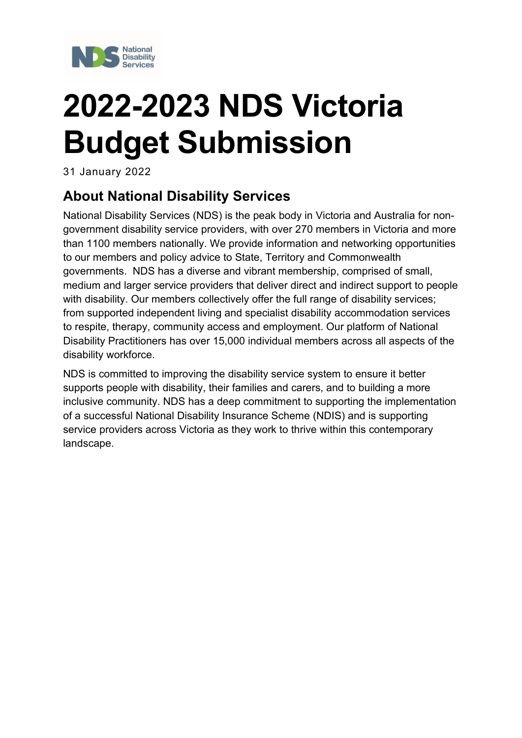# 2022-2023 NDS Victoria Budget Submission

31 January 2022

## About National Disability Services

National Disability Services (NDS) is the peak body in Victoria and Australia for non-government disability service providers, with over 270 members in Victoria and more than 1100 members nationally. We provide information and networking opportunities to our members and policy advice to State, Territory and Commonwealth governments. NDS has a diverse and vibrant membership, comprised of small, medium and larger service providers that deliver direct and indirect support to people with disability. Our members collectively offer the full range of disability services; from supported independent living and specialist disability accommodation services to respite, therapy, community access and employment. Our platform of National Disability Practitioners has over 15,000 individual members across all aspects of the disability workforce.

NDS is committed to improving the disability service system to ensure it better supports people with disability, their families and carers, and to building a more inclusive community. NDS has a deep commitment to supporting the implementation of a successful National Disability Insurance Scheme (NDIS) and is supporting service providers across Victoria as they work to thrive within this contemporary landscape.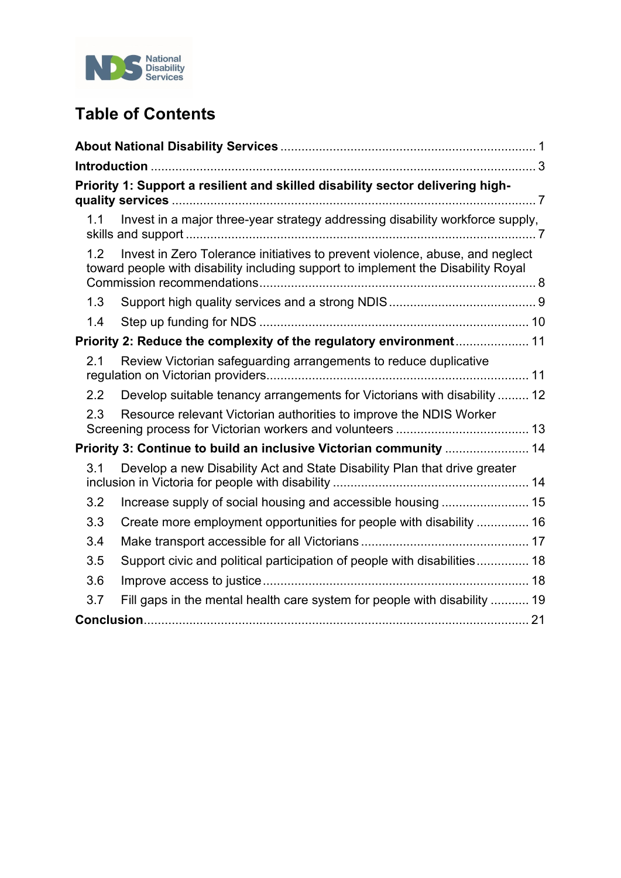# Table of Contents

**About National Disability Services** ........................................................................ 1

**Introduction** ............................................................................................................ 3

**Priority 1: Support a resilient and skilled disability sector delivering high-quality services** ....................................................................................................... 7

- 1.1 Invest in a major three-year strategy addressing disability workforce supply, skills and support ................................................................................................... 7
- 1.2 Invest in Zero Tolerance initiatives to prevent violence, abuse, and neglect toward people with disability including support to implement the Disability Royal Commission recommendations .............................................................................. 8
- 1.3 Support high quality services and a strong NDIS .......................................... 9
- 1.4 Step up funding for NDS ............................................................................. 10

**Priority 2: Reduce the complexity of the regulatory environment** .................... 11

- 2.1 Review Victorian safeguarding arrangements to reduce duplicative regulation on Victorian providers.......................................................................... 11
- 2.2 Develop suitable tenancy arrangements for Victorians with disability ......... 12
- 2.3 Resource relevant Victorian authorities to improve the NDIS Worker Screening process for Victorian workers and volunteers ..................................... 13

**Priority 3: Continue to build an inclusive Victorian community** ....................... 14

- 3.1 Develop a new Disability Act and State Disability Plan that drive greater inclusion in Victoria for people with disability ....................................................... 14
- 3.2 Increase supply of social housing and accessible housing ......................... 15
- 3.3 Create more employment opportunities for people with disability ............... 16
- 3.4 Make transport accessible for all Victorians ................................................ 17
- 3.5 Support civic and political participation of people with disabilities............... 18
- 3.6 Improve access to justice ............................................................................ 18
- 3.7 Fill gaps in the mental health care system for people with disability ........... 19

**Conclusion**.............................................................................................................. 21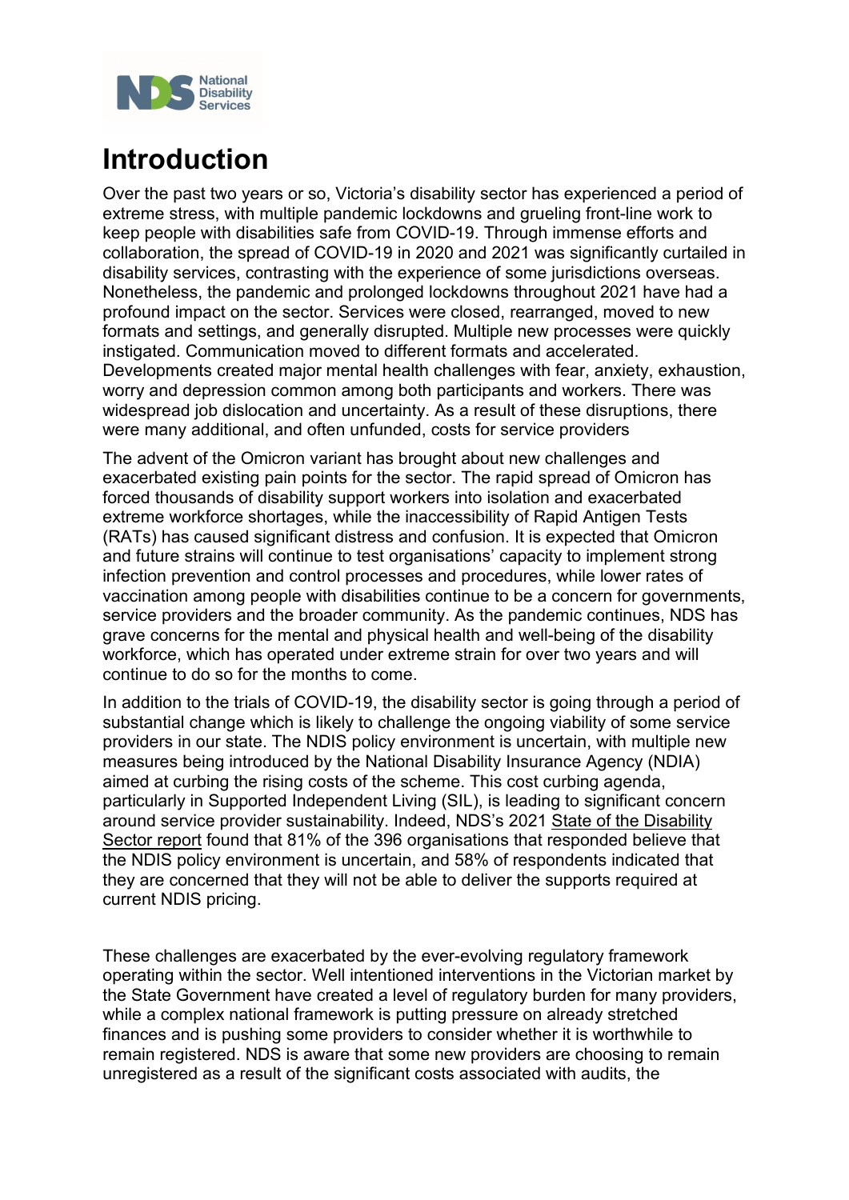# Introduction

Over the past two years or so, Victoria's disability sector has experienced a period of extreme stress, with multiple pandemic lockdowns and grueling front-line work to keep people with disabilities safe from COVID-19. Through immense efforts and collaboration, the spread of COVID-19 in 2020 and 2021 was significantly curtailed in disability services, contrasting with the experience of some jurisdictions overseas. Nonetheless, the pandemic and prolonged lockdowns throughout 2021 have had a profound impact on the sector. Services were closed, rearranged, moved to new formats and settings, and generally disrupted. Multiple new processes were quickly instigated. Communication moved to different formats and accelerated. Developments created major mental health challenges with fear, anxiety, exhaustion, worry and depression common among both participants and workers. There was widespread job dislocation and uncertainty. As a result of these disruptions, there were many additional, and often unfunded, costs for service providers

The advent of the Omicron variant has brought about new challenges and exacerbated existing pain points for the sector. The rapid spread of Omicron has forced thousands of disability support workers into isolation and exacerbated extreme workforce shortages, while the inaccessibility of Rapid Antigen Tests (RATs) has caused significant distress and confusion. It is expected that Omicron and future strains will continue to test organisations' capacity to implement strong infection prevention and control processes and procedures, while lower rates of vaccination among people with disabilities continue to be a concern for governments, service providers and the broader community. As the pandemic continues, NDS has grave concerns for the mental and physical health and well-being of the disability workforce, which has operated under extreme strain for over two years and will continue to do so for the months to come.

In addition to the trials of COVID-19, the disability sector is going through a period of substantial change which is likely to challenge the ongoing viability of some service providers in our state. The NDIS policy environment is uncertain, with multiple new measures being introduced by the National Disability Insurance Agency (NDIA) aimed at curbing the rising costs of the scheme. This cost curbing agenda, particularly in Supported Independent Living (SIL), is leading to significant concern around service provider sustainability. Indeed, NDS's 2021 State of the Disability Sector report found that 81% of the 396 organisations that responded believe that the NDIS policy environment is uncertain, and 58% of respondents indicated that they are concerned that they will not be able to deliver the supports required at current NDIS pricing.

These challenges are exacerbated by the ever-evolving regulatory framework operating within the sector. Well intentioned interventions in the Victorian market by the State Government have created a level of regulatory burden for many providers, while a complex national framework is putting pressure on already stretched finances and is pushing some providers to consider whether it is worthwhile to remain registered. NDS is aware that some new providers are choosing to remain unregistered as a result of the significant costs associated with audits, the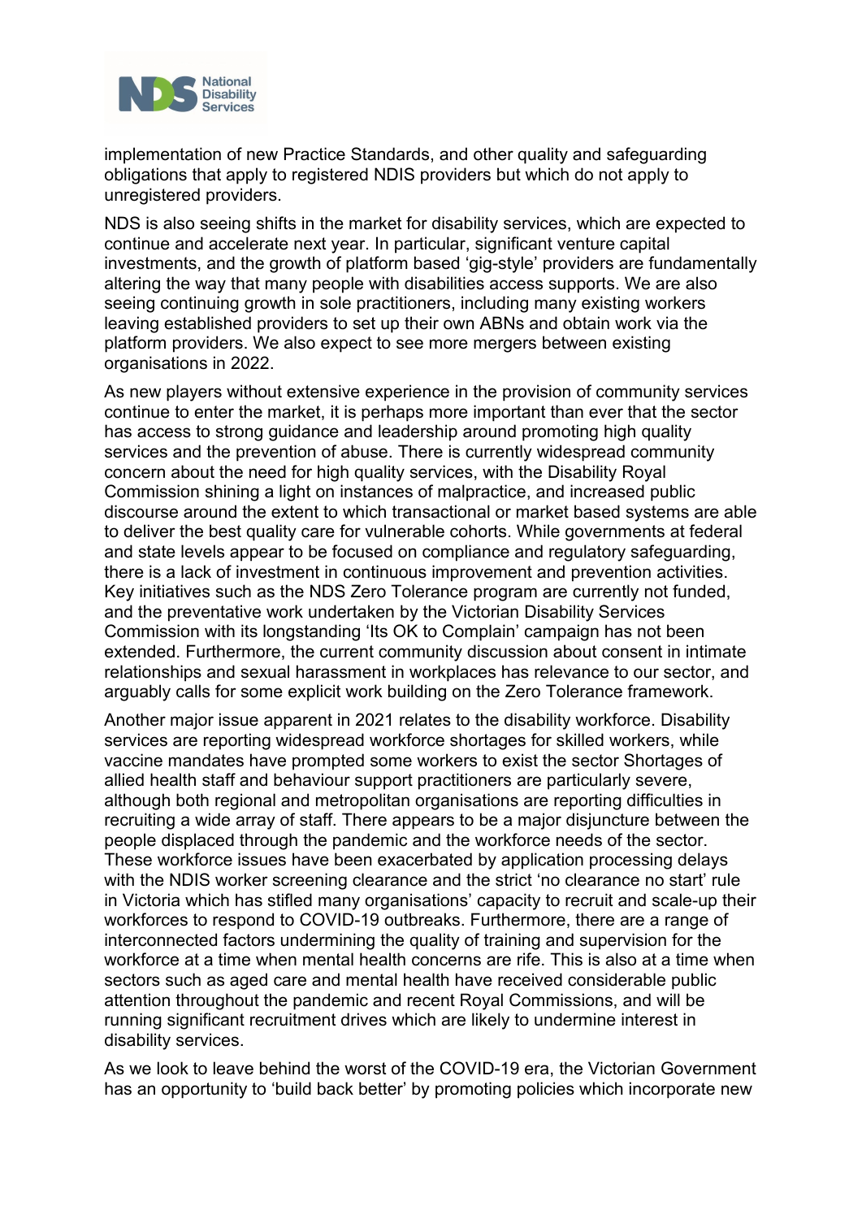implementation of new Practice Standards, and other quality and safeguarding obligations that apply to registered NDIS providers but which do not apply to unregistered providers.

NDS is also seeing shifts in the market for disability services, which are expected to continue and accelerate next year. In particular, significant venture capital investments, and the growth of platform based 'gig-style' providers are fundamentally altering the way that many people with disabilities access supports. We are also seeing continuing growth in sole practitioners, including many existing workers leaving established providers to set up their own ABNs and obtain work via the platform providers. We also expect to see more mergers between existing organisations in 2022.

As new players without extensive experience in the provision of community services continue to enter the market, it is perhaps more important than ever that the sector has access to strong guidance and leadership around promoting high quality services and the prevention of abuse. There is currently widespread community concern about the need for high quality services, with the Disability Royal Commission shining a light on instances of malpractice, and increased public discourse around the extent to which transactional or market based systems are able to deliver the best quality care for vulnerable cohorts. While governments at federal and state levels appear to be focused on compliance and regulatory safeguarding, there is a lack of investment in continuous improvement and prevention activities. Key initiatives such as the NDS Zero Tolerance program are currently not funded, and the preventative work undertaken by the Victorian Disability Services Commission with its longstanding 'Its OK to Complain' campaign has not been extended. Furthermore, the current community discussion about consent in intimate relationships and sexual harassment in workplaces has relevance to our sector, and arguably calls for some explicit work building on the Zero Tolerance framework.

Another major issue apparent in 2021 relates to the disability workforce. Disability services are reporting widespread workforce shortages for skilled workers, while vaccine mandates have prompted some workers to exist the sector Shortages of allied health staff and behaviour support practitioners are particularly severe, although both regional and metropolitan organisations are reporting difficulties in recruiting a wide array of staff. There appears to be a major disjuncture between the people displaced through the pandemic and the workforce needs of the sector. These workforce issues have been exacerbated by application processing delays with the NDIS worker screening clearance and the strict 'no clearance no start' rule in Victoria which has stifled many organisations' capacity to recruit and scale-up their workforces to respond to COVID-19 outbreaks. Furthermore, there are a range of interconnected factors undermining the quality of training and supervision for the workforce at a time when mental health concerns are rife. This is also at a time when sectors such as aged care and mental health have received considerable public attention throughout the pandemic and recent Royal Commissions, and will be running significant recruitment drives which are likely to undermine interest in disability services.

As we look to leave behind the worst of the COVID-19 era, the Victorian Government has an opportunity to 'build back better' by promoting policies which incorporate new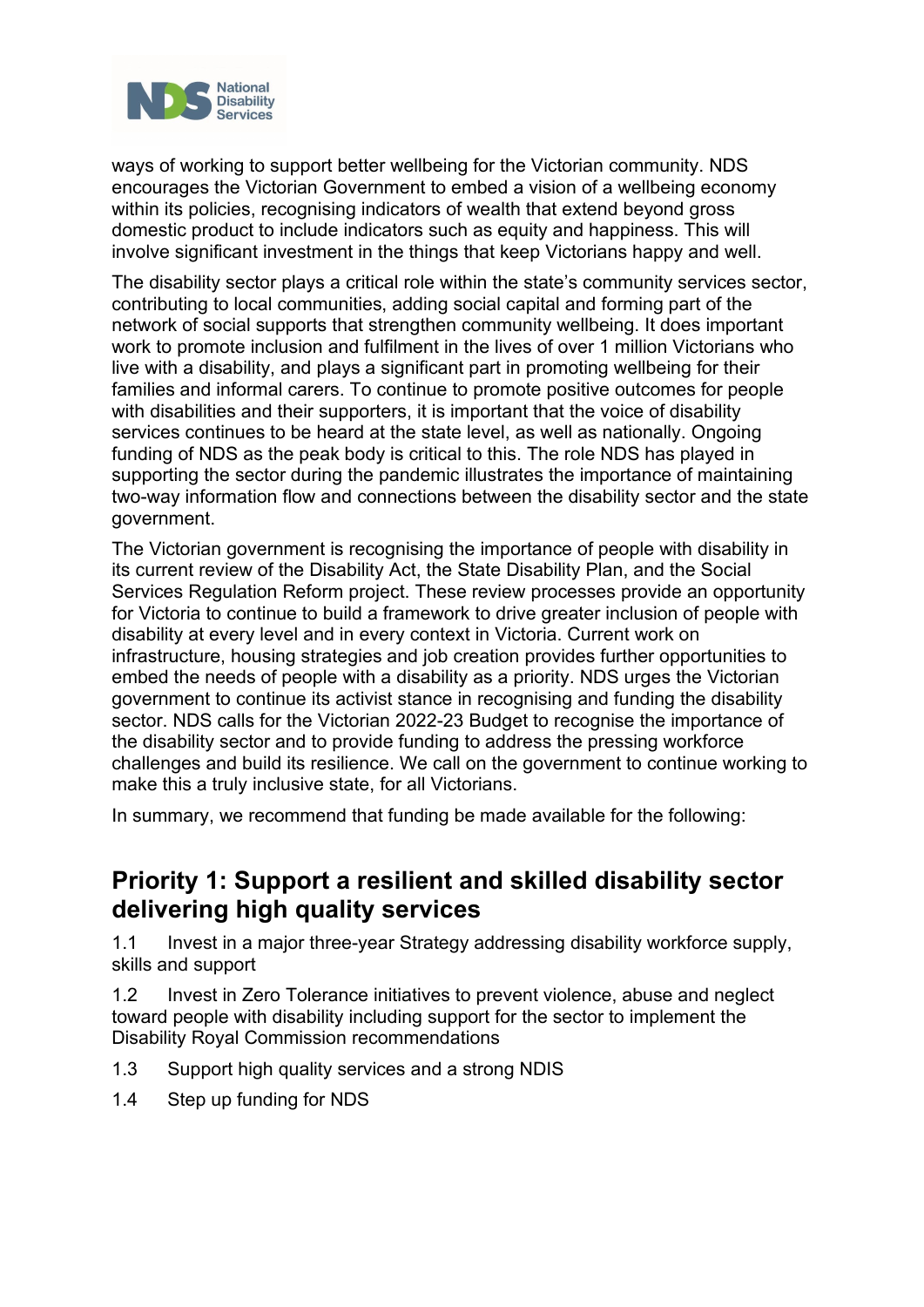ways of working to support better wellbeing for the Victorian community. NDS encourages the Victorian Government to embed a vision of a wellbeing economy within its policies, recognising indicators of wealth that extend beyond gross domestic product to include indicators such as equity and happiness. This will involve significant investment in the things that keep Victorians happy and well.

The disability sector plays a critical role within the state's community services sector, contributing to local communities, adding social capital and forming part of the network of social supports that strengthen community wellbeing. It does important work to promote inclusion and fulfilment in the lives of over 1 million Victorians who live with a disability, and plays a significant part in promoting wellbeing for their families and informal carers. To continue to promote positive outcomes for people with disabilities and their supporters, it is important that the voice of disability services continues to be heard at the state level, as well as nationally. Ongoing funding of NDS as the peak body is critical to this. The role NDS has played in supporting the sector during the pandemic illustrates the importance of maintaining two-way information flow and connections between the disability sector and the state government.

The Victorian government is recognising the importance of people with disability in its current review of the Disability Act, the State Disability Plan, and the Social Services Regulation Reform project. These review processes provide an opportunity for Victoria to continue to build a framework to drive greater inclusion of people with disability at every level and in every context in Victoria. Current work on infrastructure, housing strategies and job creation provides further opportunities to embed the needs of people with a disability as a priority. NDS urges the Victorian government to continue its activist stance in recognising and funding the disability sector. NDS calls for the Victorian 2022-23 Budget to recognise the importance of the disability sector and to provide funding to address the pressing workforce challenges and build its resilience. We call on the government to continue working to make this a truly inclusive state, for all Victorians.

In summary, we recommend that funding be made available for the following:

## Priority 1: Support a resilient and skilled disability sector delivering high quality services

1.1 Invest in a major three-year Strategy addressing disability workforce supply, skills and support

1.2 Invest in Zero Tolerance initiatives to prevent violence, abuse and neglect toward people with disability including support for the sector to implement the Disability Royal Commission recommendations

1.3 Support high quality services and a strong NDIS

1.4 Step up funding for NDS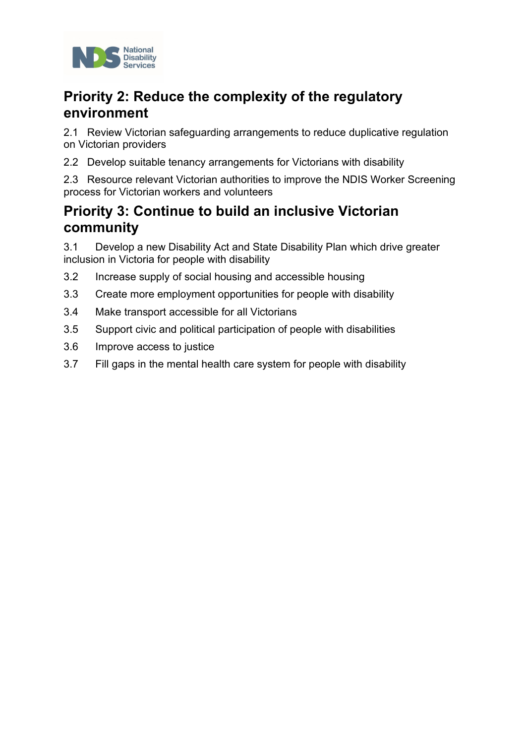## Priority 2: Reduce the complexity of the regulatory environment

2.1 Review Victorian safeguarding arrangements to reduce duplicative regulation on Victorian providers

2.2 Develop suitable tenancy arrangements for Victorians with disability

2.3 Resource relevant Victorian authorities to improve the NDIS Worker Screening process for Victorian workers and volunteers

## Priority 3: Continue to build an inclusive Victorian community

3.1 Develop a new Disability Act and State Disability Plan which drive greater inclusion in Victoria for people with disability

3.2 Increase supply of social housing and accessible housing

3.3 Create more employment opportunities for people with disability

3.4 Make transport accessible for all Victorians

3.5 Support civic and political participation of people with disabilities

3.6 Improve access to justice

3.7 Fill gaps in the mental health care system for people with disability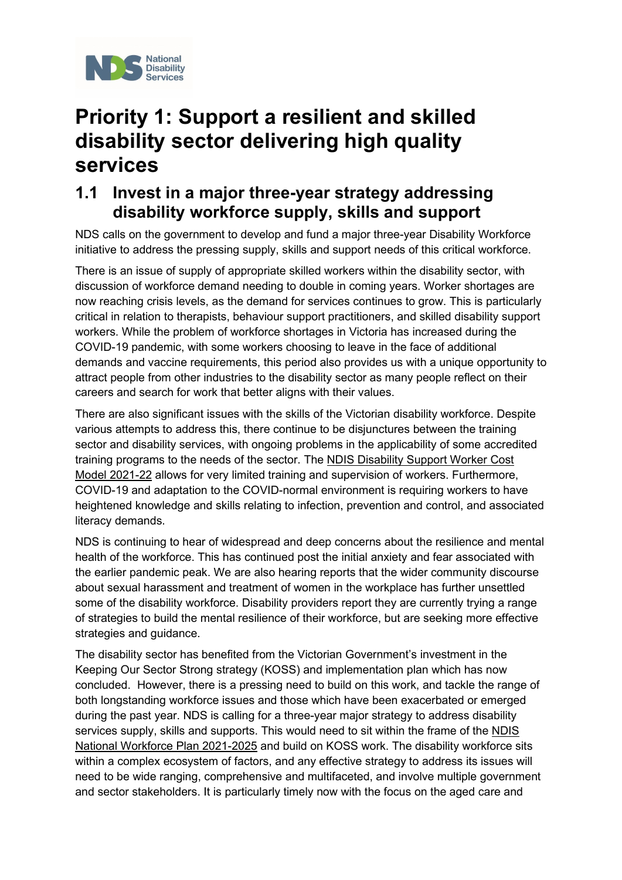# Priority 1: Support a resilient and skilled disability sector delivering high quality services

## 1.1 Invest in a major three-year strategy addressing disability workforce supply, skills and support

NDS calls on the government to develop and fund a major three-year Disability Workforce initiative to address the pressing supply, skills and support needs of this critical workforce.

There is an issue of supply of appropriate skilled workers within the disability sector, with discussion of workforce demand needing to double in coming years. Worker shortages are now reaching crisis levels, as the demand for services continues to grow. This is particularly critical in relation to therapists, behaviour support practitioners, and skilled disability support workers. While the problem of workforce shortages in Victoria has increased during the COVID-19 pandemic, with some workers choosing to leave in the face of additional demands and vaccine requirements, this period also provides us with a unique opportunity to attract people from other industries to the disability sector as many people reflect on their careers and search for work that better aligns with their values.

There are also significant issues with the skills of the Victorian disability workforce. Despite various attempts to address this, there continue to be disjunctures between the training sector and disability services, with ongoing problems in the applicability of some accredited training programs to the needs of the sector. The NDIS Disability Support Worker Cost Model 2021-22 allows for very limited training and supervision of workers. Furthermore, COVID-19 and adaptation to the COVID-normal environment is requiring workers to have heightened knowledge and skills relating to infection, prevention and control, and associated literacy demands.

NDS is continuing to hear of widespread and deep concerns about the resilience and mental health of the workforce. This has continued post the initial anxiety and fear associated with the earlier pandemic peak. We are also hearing reports that the wider community discourse about sexual harassment and treatment of women in the workplace has further unsettled some of the disability workforce. Disability providers report they are currently trying a range of strategies to build the mental resilience of their workforce, but are seeking more effective strategies and guidance.

The disability sector has benefited from the Victorian Government's investment in the Keeping Our Sector Strong strategy (KOSS) and implementation plan which has now concluded. However, there is a pressing need to build on this work, and tackle the range of both longstanding workforce issues and those which have been exacerbated or emerged during the past year. NDS is calling for a three-year major strategy to address disability services supply, skills and supports. This would need to sit within the frame of the NDIS National Workforce Plan 2021-2025 and build on KOSS work. The disability workforce sits within a complex ecosystem of factors, and any effective strategy to address its issues will need to be wide ranging, comprehensive and multifaceted, and involve multiple government and sector stakeholders. It is particularly timely now with the focus on the aged care and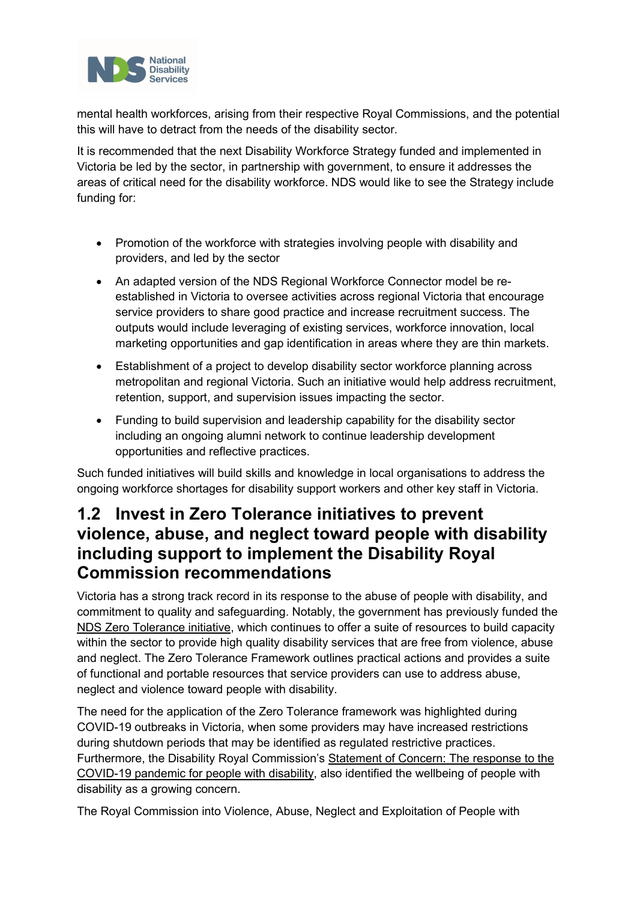mental health workforces, arising from their respective Royal Commissions, and the potential this will have to detract from the needs of the disability sector.

It is recommended that the next Disability Workforce Strategy funded and implemented in Victoria be led by the sector, in partnership with government, to ensure it addresses the areas of critical need for the disability workforce. NDS would like to see the Strategy include funding for:

- Promotion of the workforce with strategies involving people with disability and providers, and led by the sector
- An adapted version of the NDS Regional Workforce Connector model be re-established in Victoria to oversee activities across regional Victoria that encourage service providers to share good practice and increase recruitment success. The outputs would include leveraging of existing services, workforce innovation, local marketing opportunities and gap identification in areas where they are thin markets.
- Establishment of a project to develop disability sector workforce planning across metropolitan and regional Victoria. Such an initiative would help address recruitment, retention, support, and supervision issues impacting the sector.
- Funding to build supervision and leadership capability for the disability sector including an ongoing alumni network to continue leadership development opportunities and reflective practices.

Such funded initiatives will build skills and knowledge in local organisations to address the ongoing workforce shortages for disability support workers and other key staff in Victoria.

## 1.2 Invest in Zero Tolerance initiatives to prevent violence, abuse, and neglect toward people with disability including support to implement the Disability Royal Commission recommendations

Victoria has a strong track record in its response to the abuse of people with disability, and commitment to quality and safeguarding. Notably, the government has previously funded the NDS Zero Tolerance initiative, which continues to offer a suite of resources to build capacity within the sector to provide high quality disability services that are free from violence, abuse and neglect. The Zero Tolerance Framework outlines practical actions and provides a suite of functional and portable resources that service providers can use to address abuse, neglect and violence toward people with disability.

The need for the application of the Zero Tolerance framework was highlighted during COVID-19 outbreaks in Victoria, when some providers may have increased restrictions during shutdown periods that may be identified as regulated restrictive practices. Furthermore, the Disability Royal Commission's Statement of Concern: The response to the COVID-19 pandemic for people with disability, also identified the wellbeing of people with disability as a growing concern.

The Royal Commission into Violence, Abuse, Neglect and Exploitation of People with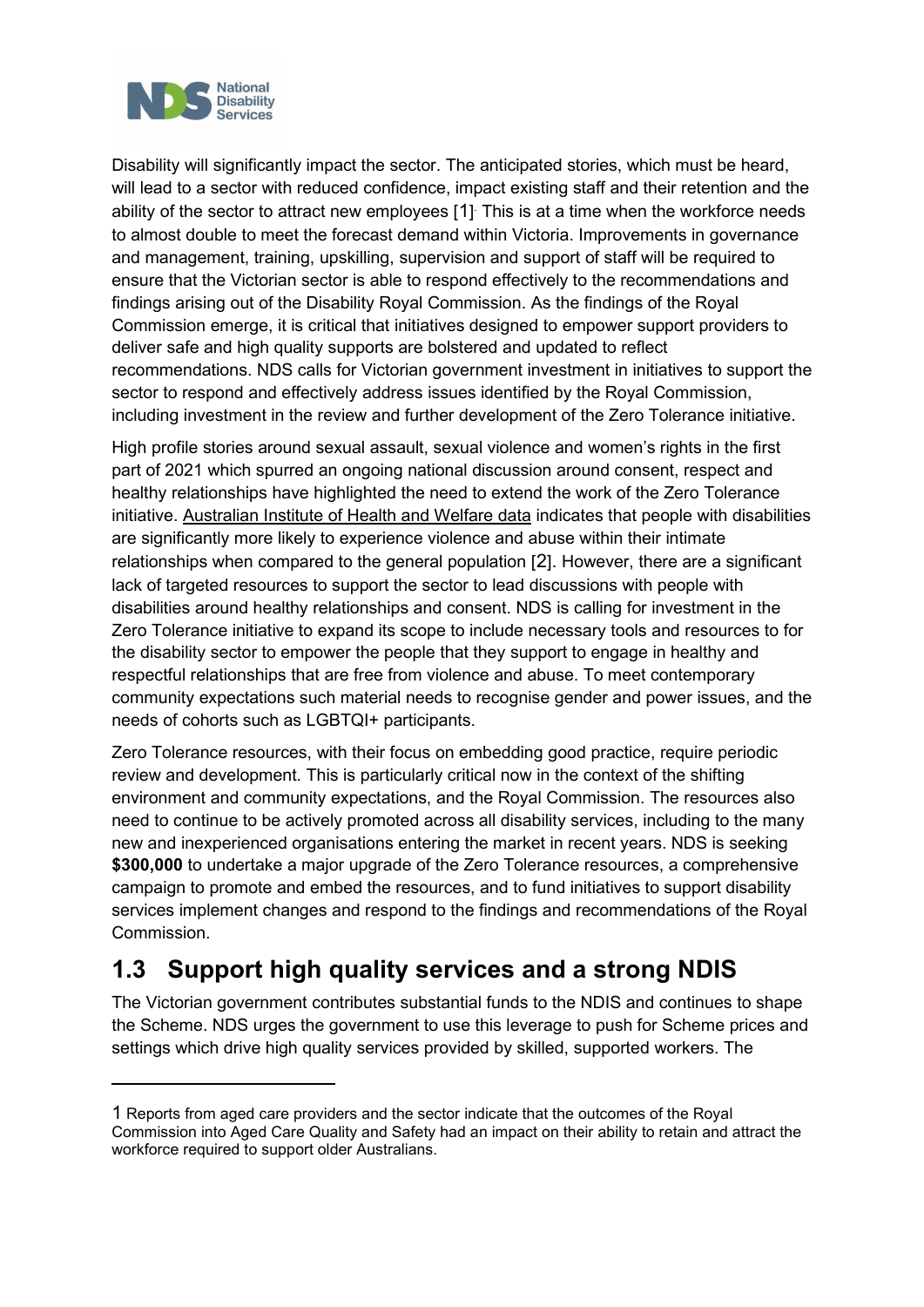Disability will significantly impact the sector. The anticipated stories, which must be heard, will lead to a sector with reduced confidence, impact existing staff and their retention and the ability of the sector to attract new employees [1]. This is at a time when the workforce needs to almost double to meet the forecast demand within Victoria. Improvements in governance and management, training, upskilling, supervision and support of staff will be required to ensure that the Victorian sector is able to respond effectively to the recommendations and findings arising out of the Disability Royal Commission. As the findings of the Royal Commission emerge, it is critical that initiatives designed to empower support providers to deliver safe and high quality supports are bolstered and updated to reflect recommendations. NDS calls for Victorian government investment in initiatives to support the sector to respond and effectively address issues identified by the Royal Commission, including investment in the review and further development of the Zero Tolerance initiative.

High profile stories around sexual assault, sexual violence and women's rights in the first part of 2021 which spurred an ongoing national discussion around consent, respect and healthy relationships have highlighted the need to extend the work of the Zero Tolerance initiative. Australian Institute of Health and Welfare data indicates that people with disabilities are significantly more likely to experience violence and abuse within their intimate relationships when compared to the general population [2]. However, there are a significant lack of targeted resources to support the sector to lead discussions with people with disabilities around healthy relationships and consent. NDS is calling for investment in the Zero Tolerance initiative to expand its scope to include necessary tools and resources to for the disability sector to empower the people that they support to engage in healthy and respectful relationships that are free from violence and abuse. To meet contemporary community expectations such material needs to recognise gender and power issues, and the needs of cohorts such as LGBTQI+ participants.

Zero Tolerance resources, with their focus on embedding good practice, require periodic review and development. This is particularly critical now in the context of the shifting environment and community expectations, and the Royal Commission. The resources also need to continue to be actively promoted across all disability services, including to the many new and inexperienced organisations entering the market in recent years. NDS is seeking **$300,000** to undertake a major upgrade of the Zero Tolerance resources, a comprehensive campaign to promote and embed the resources, and to fund initiatives to support disability services implement changes and respond to the findings and recommendations of the Royal Commission.

## 1.3 Support high quality services and a strong NDIS

The Victorian government contributes substantial funds to the NDIS and continues to shape the Scheme. NDS urges the government to use this leverage to push for Scheme prices and settings which drive high quality services provided by skilled, supported workers. The

---

1 Reports from aged care providers and the sector indicate that the outcomes of the Royal Commission into Aged Care Quality and Safety had an impact on their ability to retain and attract the workforce required to support older Australians.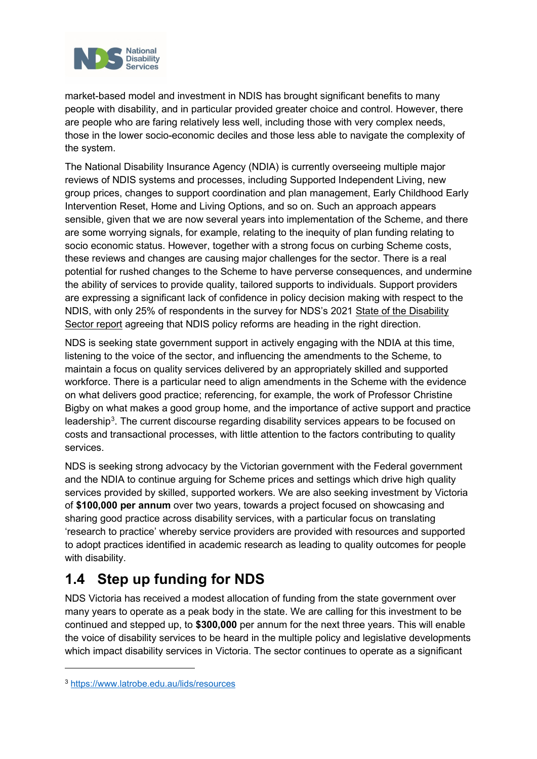market-based model and investment in NDIS has brought significant benefits to many people with disability, and in particular provided greater choice and control. However, there are people who are faring relatively less well, including those with very complex needs, those in the lower socio-economic deciles and those less able to navigate the complexity of the system.

The National Disability Insurance Agency (NDIA) is currently overseeing multiple major reviews of NDIS systems and processes, including Supported Independent Living, new group prices, changes to support coordination and plan management, Early Childhood Early Intervention Reset, Home and Living Options, and so on. Such an approach appears sensible, given that we are now several years into implementation of the Scheme, and there are some worrying signals, for example, relating to the inequity of plan funding relating to socio economic status. However, together with a strong focus on curbing Scheme costs, these reviews and changes are causing major challenges for the sector. There is a real potential for rushed changes to the Scheme to have perverse consequences, and undermine the ability of services to provide quality, tailored supports to individuals. Support providers are expressing a significant lack of confidence in policy decision making with respect to the NDIS, with only 25% of respondents in the survey for NDS's 2021 State of the Disability Sector report agreeing that NDIS policy reforms are heading in the right direction.

NDS is seeking state government support in actively engaging with the NDIA at this time, listening to the voice of the sector, and influencing the amendments to the Scheme, to maintain a focus on quality services delivered by an appropriately skilled and supported workforce. There is a particular need to align amendments in the Scheme with the evidence on what delivers good practice; referencing, for example, the work of Professor Christine Bigby on what makes a good group home, and the importance of active support and practice leadership[3]. The current discourse regarding disability services appears to be focused on costs and transactional processes, with little attention to the factors contributing to quality services.

NDS is seeking strong advocacy by the Victorian government with the Federal government and the NDIA to continue arguing for Scheme prices and settings which drive high quality services provided by skilled, supported workers. We are also seeking investment by Victoria of **$100,000 per annum** over two years, towards a project focused on showcasing and sharing good practice across disability services, with a particular focus on translating 'research to practice' whereby service providers are provided with resources and supported to adopt practices identified in academic research as leading to quality outcomes for people with disability.

## 1.4 Step up funding for NDS

NDS Victoria has received a modest allocation of funding from the state government over many years to operate as a peak body in the state. We are calling for this investment to be continued and stepped up, to **$300,000** per annum for the next three years. This will enable the voice of disability services to be heard in the multiple policy and legislative developments which impact disability services in Victoria. The sector continues to operate as a significant

---

[3] https://www.latrobe.edu.au/lids/resources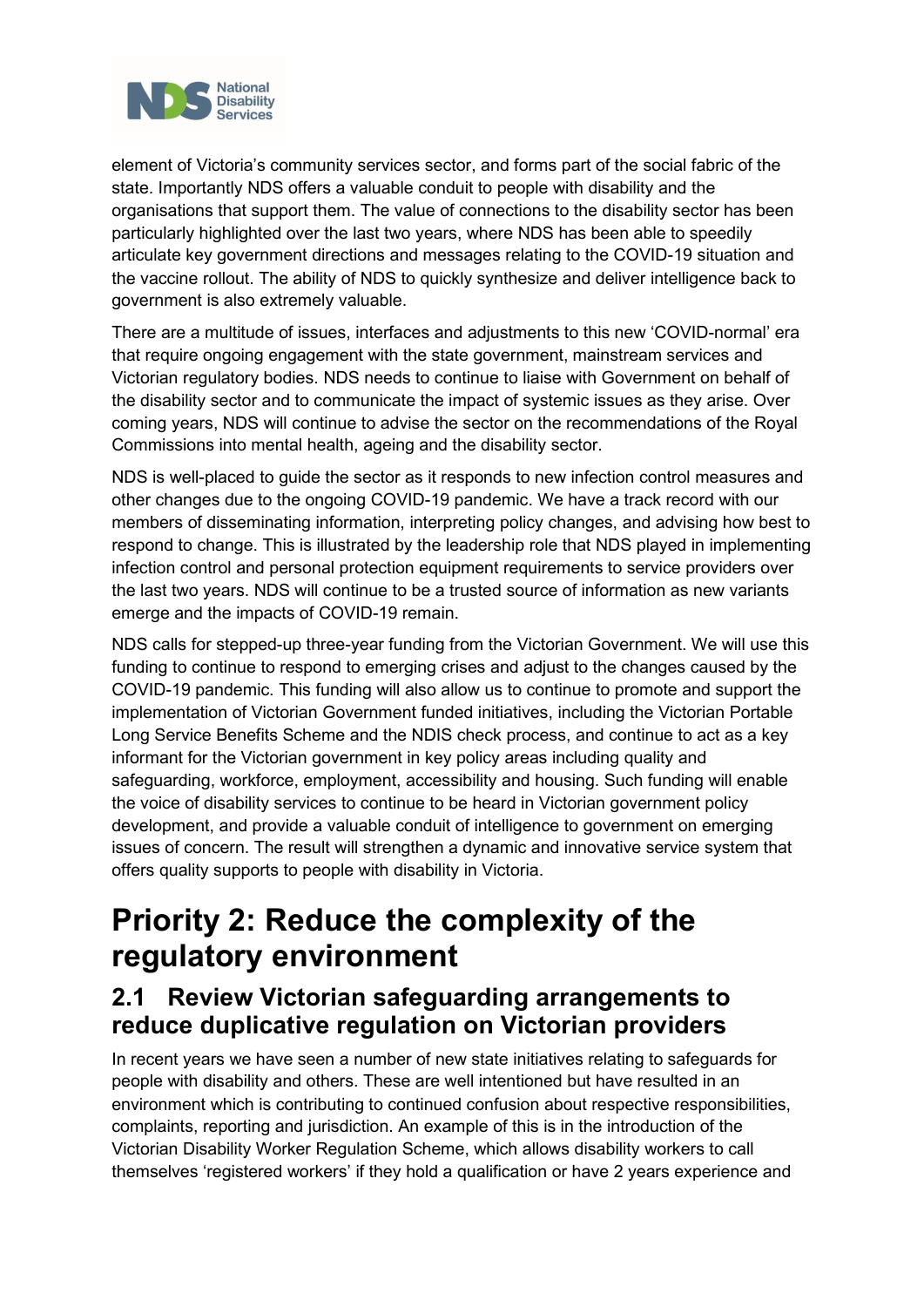element of Victoria's community services sector, and forms part of the social fabric of the state. Importantly NDS offers a valuable conduit to people with disability and the organisations that support them. The value of connections to the disability sector has been particularly highlighted over the last two years, where NDS has been able to speedily articulate key government directions and messages relating to the COVID-19 situation and the vaccine rollout. The ability of NDS to quickly synthesize and deliver intelligence back to government is also extremely valuable.

There are a multitude of issues, interfaces and adjustments to this new 'COVID-normal' era that require ongoing engagement with the state government, mainstream services and Victorian regulatory bodies. NDS needs to continue to liaise with Government on behalf of the disability sector and to communicate the impact of systemic issues as they arise. Over coming years, NDS will continue to advise the sector on the recommendations of the Royal Commissions into mental health, ageing and the disability sector.

NDS is well-placed to guide the sector as it responds to new infection control measures and other changes due to the ongoing COVID-19 pandemic. We have a track record with our members of disseminating information, interpreting policy changes, and advising how best to respond to change. This is illustrated by the leadership role that NDS played in implementing infection control and personal protection equipment requirements to service providers over the last two years. NDS will continue to be a trusted source of information as new variants emerge and the impacts of COVID-19 remain.

NDS calls for stepped-up three-year funding from the Victorian Government. We will use this funding to continue to respond to emerging crises and adjust to the changes caused by the COVID-19 pandemic. This funding will also allow us to continue to promote and support the implementation of Victorian Government funded initiatives, including the Victorian Portable Long Service Benefits Scheme and the NDIS check process, and continue to act as a key informant for the Victorian government in key policy areas including quality and safeguarding, workforce, employment, accessibility and housing. Such funding will enable the voice of disability services to continue to be heard in Victorian government policy development, and provide a valuable conduit of intelligence to government on emerging issues of concern. The result will strengthen a dynamic and innovative service system that offers quality supports to people with disability in Victoria.

# Priority 2: Reduce the complexity of the regulatory environment

## 2.1 Review Victorian safeguarding arrangements to reduce duplicative regulation on Victorian providers

In recent years we have seen a number of new state initiatives relating to safeguards for people with disability and others. These are well intentioned but have resulted in an environment which is contributing to continued confusion about respective responsibilities, complaints, reporting and jurisdiction. An example of this is in the introduction of the Victorian Disability Worker Regulation Scheme, which allows disability workers to call themselves 'registered workers' if they hold a qualification or have 2 years experience and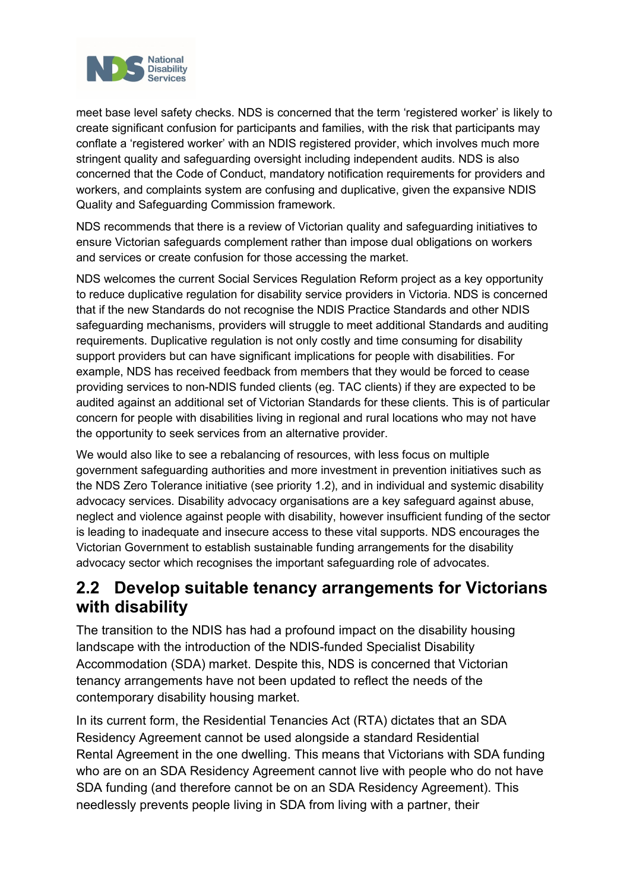meet base level safety checks. NDS is concerned that the term 'registered worker' is likely to create significant confusion for participants and families, with the risk that participants may conflate a 'registered worker' with an NDIS registered provider, which involves much more stringent quality and safeguarding oversight including independent audits. NDS is also concerned that the Code of Conduct, mandatory notification requirements for providers and workers, and complaints system are confusing and duplicative, given the expansive NDIS Quality and Safeguarding Commission framework.

NDS recommends that there is a review of Victorian quality and safeguarding initiatives to ensure Victorian safeguards complement rather than impose dual obligations on workers and services or create confusion for those accessing the market.

NDS welcomes the current Social Services Regulation Reform project as a key opportunity to reduce duplicative regulation for disability service providers in Victoria. NDS is concerned that if the new Standards do not recognise the NDIS Practice Standards and other NDIS safeguarding mechanisms, providers will struggle to meet additional Standards and auditing requirements. Duplicative regulation is not only costly and time consuming for disability support providers but can have significant implications for people with disabilities. For example, NDS has received feedback from members that they would be forced to cease providing services to non-NDIS funded clients (eg. TAC clients) if they are expected to be audited against an additional set of Victorian Standards for these clients. This is of particular concern for people with disabilities living in regional and rural locations who may not have the opportunity to seek services from an alternative provider.

We would also like to see a rebalancing of resources, with less focus on multiple government safeguarding authorities and more investment in prevention initiatives such as the NDS Zero Tolerance initiative (see priority 1.2), and in individual and systemic disability advocacy services. Disability advocacy organisations are a key safeguard against abuse, neglect and violence against people with disability, however insufficient funding of the sector is leading to inadequate and insecure access to these vital supports. NDS encourages the Victorian Government to establish sustainable funding arrangements for the disability advocacy sector which recognises the important safeguarding role of advocates.

## 2.2 Develop suitable tenancy arrangements for Victorians with disability

The transition to the NDIS has had a profound impact on the disability housing landscape with the introduction of the NDIS-funded Specialist Disability Accommodation (SDA) market. Despite this, NDS is concerned that Victorian tenancy arrangements have not been updated to reflect the needs of the contemporary disability housing market.

In its current form, the Residential Tenancies Act (RTA) dictates that an SDA Residency Agreement cannot be used alongside a standard Residential Rental Agreement in the one dwelling. This means that Victorians with SDA funding who are on an SDA Residency Agreement cannot live with people who do not have SDA funding (and therefore cannot be on an SDA Residency Agreement). This needlessly prevents people living in SDA from living with a partner, their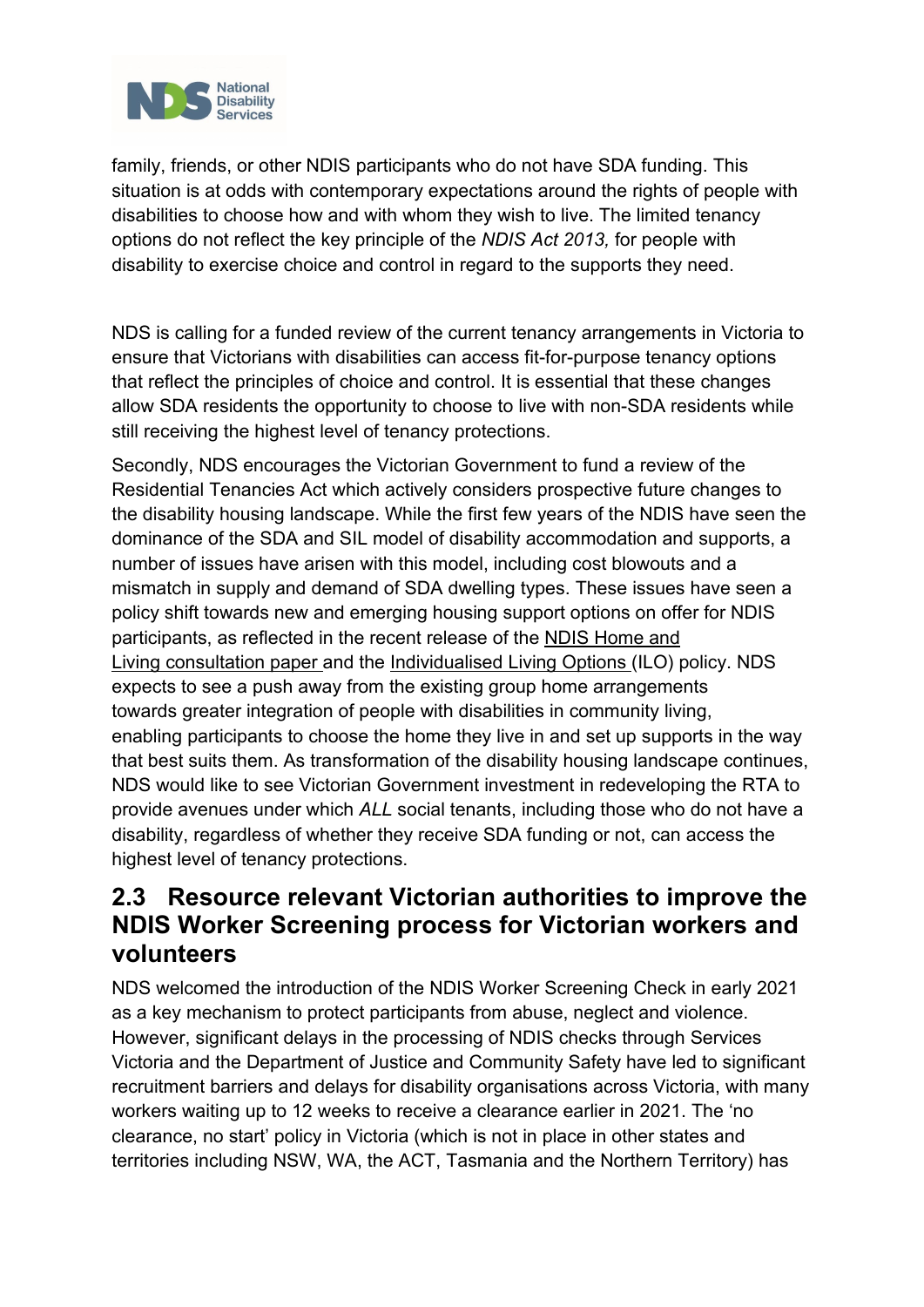family, friends, or other NDIS participants who do not have SDA funding. This situation is at odds with contemporary expectations around the rights of people with disabilities to choose how and with whom they wish to live. The limited tenancy options do not reflect the key principle of the *NDIS Act 2013,* for people with disability to exercise choice and control in regard to the supports they need.

NDS is calling for a funded review of the current tenancy arrangements in Victoria to ensure that Victorians with disabilities can access fit-for-purpose tenancy options that reflect the principles of choice and control. It is essential that these changes allow SDA residents the opportunity to choose to live with non-SDA residents while still receiving the highest level of tenancy protections.

Secondly, NDS encourages the Victorian Government to fund a review of the Residential Tenancies Act which actively considers prospective future changes to the disability housing landscape. While the first few years of the NDIS have seen the dominance of the SDA and SIL model of disability accommodation and supports, a number of issues have arisen with this model, including cost blowouts and a mismatch in supply and demand of SDA dwelling types. These issues have seen a policy shift towards new and emerging housing support options on offer for NDIS participants, as reflected in the recent release of the NDIS Home and Living consultation paper and the Individualised Living Options (ILO) policy. NDS expects to see a push away from the existing group home arrangements towards greater integration of people with disabilities in community living, enabling participants to choose the home they live in and set up supports in the way that best suits them. As transformation of the disability housing landscape continues, NDS would like to see Victorian Government investment in redeveloping the RTA to provide avenues under which *ALL* social tenants, including those who do not have a disability, regardless of whether they receive SDA funding or not, can access the highest level of tenancy protections.

## 2.3 Resource relevant Victorian authorities to improve the NDIS Worker Screening process for Victorian workers and volunteers

NDS welcomed the introduction of the NDIS Worker Screening Check in early 2021 as a key mechanism to protect participants from abuse, neglect and violence. However, significant delays in the processing of NDIS checks through Services Victoria and the Department of Justice and Community Safety have led to significant recruitment barriers and delays for disability organisations across Victoria, with many workers waiting up to 12 weeks to receive a clearance earlier in 2021. The 'no clearance, no start' policy in Victoria (which is not in place in other states and territories including NSW, WA, the ACT, Tasmania and the Northern Territory) has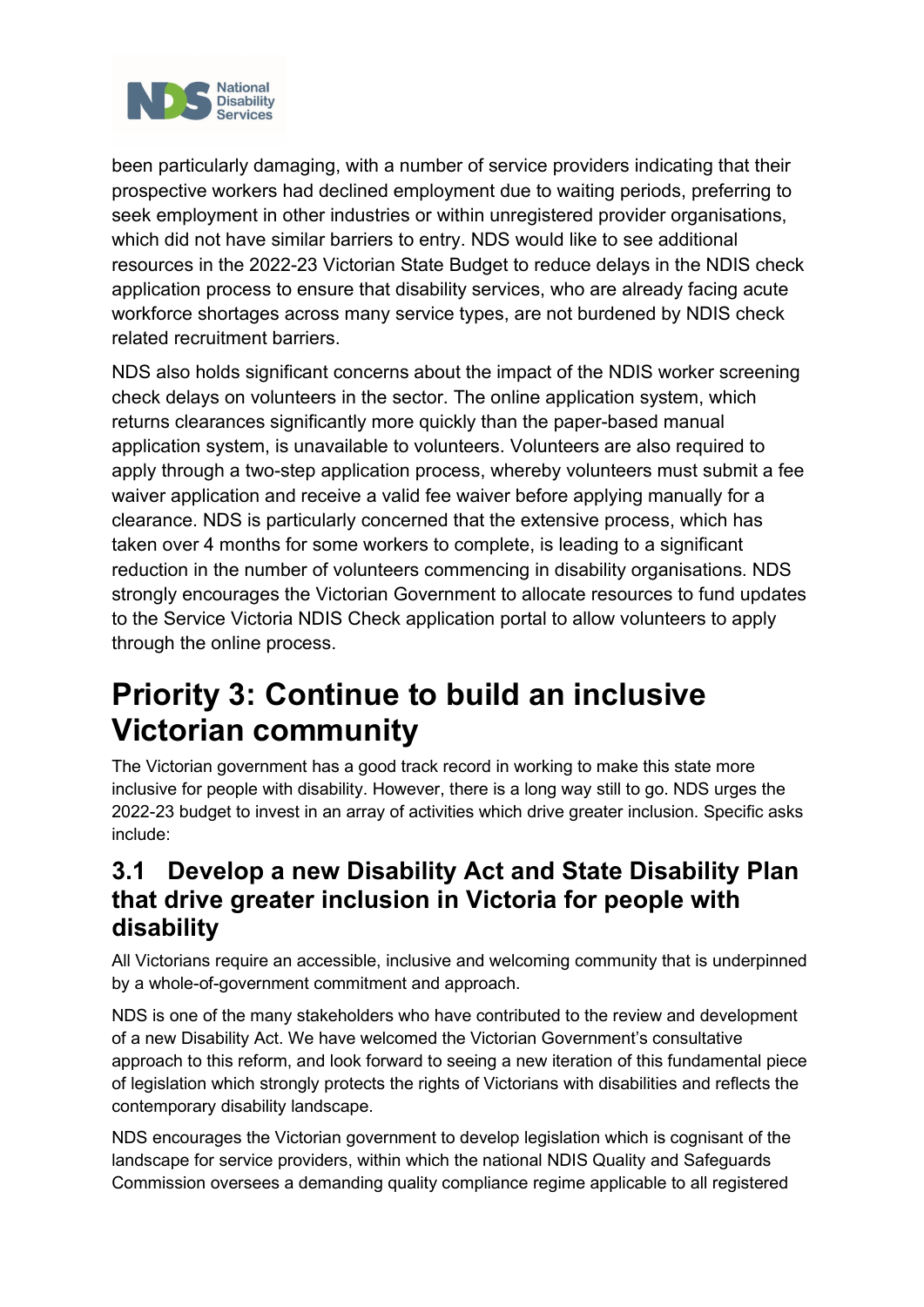been particularly damaging, with a number of service providers indicating that their prospective workers had declined employment due to waiting periods, preferring to seek employment in other industries or within unregistered provider organisations, which did not have similar barriers to entry. NDS would like to see additional resources in the 2022-23 Victorian State Budget to reduce delays in the NDIS check application process to ensure that disability services, who are already facing acute workforce shortages across many service types, are not burdened by NDIS check related recruitment barriers.

NDS also holds significant concerns about the impact of the NDIS worker screening check delays on volunteers in the sector. The online application system, which returns clearances significantly more quickly than the paper-based manual application system, is unavailable to volunteers. Volunteers are also required to apply through a two-step application process, whereby volunteers must submit a fee waiver application and receive a valid fee waiver before applying manually for a clearance. NDS is particularly concerned that the extensive process, which has taken over 4 months for some workers to complete, is leading to a significant reduction in the number of volunteers commencing in disability organisations. NDS strongly encourages the Victorian Government to allocate resources to fund updates to the Service Victoria NDIS Check application portal to allow volunteers to apply through the online process.

# Priority 3: Continue to build an inclusive Victorian community

The Victorian government has a good track record in working to make this state more inclusive for people with disability. However, there is a long way still to go. NDS urges the 2022-23 budget to invest in an array of activities which drive greater inclusion. Specific asks include:

## 3.1 Develop a new Disability Act and State Disability Plan that drive greater inclusion in Victoria for people with disability

All Victorians require an accessible, inclusive and welcoming community that is underpinned by a whole-of-government commitment and approach.

NDS is one of the many stakeholders who have contributed to the review and development of a new Disability Act. We have welcomed the Victorian Government's consultative approach to this reform, and look forward to seeing a new iteration of this fundamental piece of legislation which strongly protects the rights of Victorians with disabilities and reflects the contemporary disability landscape.

NDS encourages the Victorian government to develop legislation which is cognisant of the landscape for service providers, within which the national NDIS Quality and Safeguards Commission oversees a demanding quality compliance regime applicable to all registered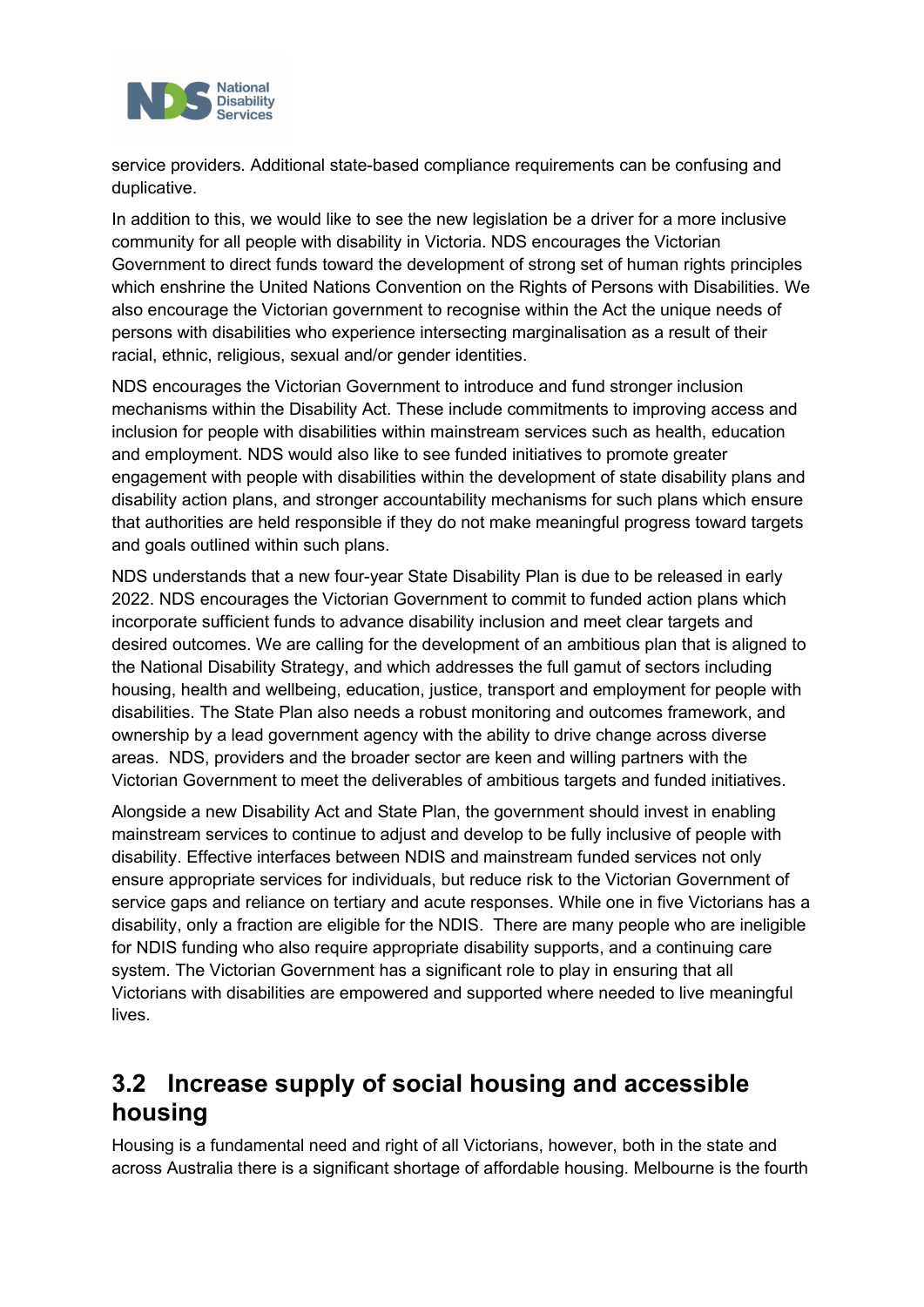service providers. Additional state-based compliance requirements can be confusing and duplicative.

In addition to this, we would like to see the new legislation be a driver for a more inclusive community for all people with disability in Victoria. NDS encourages the Victorian Government to direct funds toward the development of strong set of human rights principles which enshrine the United Nations Convention on the Rights of Persons with Disabilities. We also encourage the Victorian government to recognise within the Act the unique needs of persons with disabilities who experience intersecting marginalisation as a result of their racial, ethnic, religious, sexual and/or gender identities.

NDS encourages the Victorian Government to introduce and fund stronger inclusion mechanisms within the Disability Act. These include commitments to improving access and inclusion for people with disabilities within mainstream services such as health, education and employment. NDS would also like to see funded initiatives to promote greater engagement with people with disabilities within the development of state disability plans and disability action plans, and stronger accountability mechanisms for such plans which ensure that authorities are held responsible if they do not make meaningful progress toward targets and goals outlined within such plans.

NDS understands that a new four-year State Disability Plan is due to be released in early 2022. NDS encourages the Victorian Government to commit to funded action plans which incorporate sufficient funds to advance disability inclusion and meet clear targets and desired outcomes. We are calling for the development of an ambitious plan that is aligned to the National Disability Strategy, and which addresses the full gamut of sectors including housing, health and wellbeing, education, justice, transport and employment for people with disabilities. The State Plan also needs a robust monitoring and outcomes framework, and ownership by a lead government agency with the ability to drive change across diverse areas. NDS, providers and the broader sector are keen and willing partners with the Victorian Government to meet the deliverables of ambitious targets and funded initiatives.

Alongside a new Disability Act and State Plan, the government should invest in enabling mainstream services to continue to adjust and develop to be fully inclusive of people with disability. Effective interfaces between NDIS and mainstream funded services not only ensure appropriate services for individuals, but reduce risk to the Victorian Government of service gaps and reliance on tertiary and acute responses. While one in five Victorians has a disability, only a fraction are eligible for the NDIS. There are many people who are ineligible for NDIS funding who also require appropriate disability supports, and a continuing care system. The Victorian Government has a significant role to play in ensuring that all Victorians with disabilities are empowered and supported where needed to live meaningful lives.

## 3.2 Increase supply of social housing and accessible housing

Housing is a fundamental need and right of all Victorians, however, both in the state and across Australia there is a significant shortage of affordable housing. Melbourne is the fourth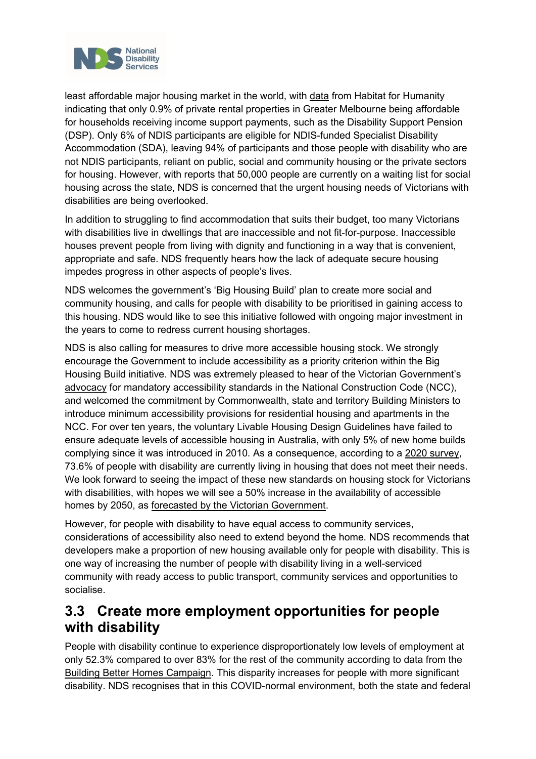least affordable major housing market in the world, with data from Habitat for Humanity indicating that only 0.9% of private rental properties in Greater Melbourne being affordable for households receiving income support payments, such as the Disability Support Pension (DSP). Only 6% of NDIS participants are eligible for NDIS-funded Specialist Disability Accommodation (SDA), leaving 94% of participants and those people with disability who are not NDIS participants, reliant on public, social and community housing or the private sectors for housing. However, with reports that 50,000 people are currently on a waiting list for social housing across the state, NDS is concerned that the urgent housing needs of Victorians with disabilities are being overlooked.

In addition to struggling to find accommodation that suits their budget, too many Victorians with disabilities live in dwellings that are inaccessible and not fit-for-purpose. Inaccessible houses prevent people from living with dignity and functioning in a way that is convenient, appropriate and safe. NDS frequently hears how the lack of adequate secure housing impedes progress in other aspects of people's lives.

NDS welcomes the government's 'Big Housing Build' plan to create more social and community housing, and calls for people with disability to be prioritised in gaining access to this housing. NDS would like to see this initiative followed with ongoing major investment in the years to come to redress current housing shortages.

NDS is also calling for measures to drive more accessible housing stock. We strongly encourage the Government to include accessibility as a priority criterion within the Big Housing Build initiative. NDS was extremely pleased to hear of the Victorian Government's advocacy for mandatory accessibility standards in the National Construction Code (NCC), and welcomed the commitment by Commonwealth, state and territory Building Ministers to introduce minimum accessibility provisions for residential housing and apartments in the NCC. For over ten years, the voluntary Livable Housing Design Guidelines have failed to ensure adequate levels of accessible housing in Australia, with only 5% of new home builds complying since it was introduced in 2010. As a consequence, according to a 2020 survey, 73.6% of people with disability are currently living in housing that does not meet their needs. We look forward to seeing the impact of these new standards on housing stock for Victorians with disabilities, with hopes we will see a 50% increase in the availability of accessible homes by 2050, as forecasted by the Victorian Government.

However, for people with disability to have equal access to community services, considerations of accessibility also need to extend beyond the home. NDS recommends that developers make a proportion of new housing available only for people with disability. This is one way of increasing the number of people with disability living in a well-serviced community with ready access to public transport, community services and opportunities to socialise.

## 3.3 Create more employment opportunities for people with disability

People with disability continue to experience disproportionately low levels of employment at only 52.3% compared to over 83% for the rest of the community according to data from the Building Better Homes Campaign. This disparity increases for people with more significant disability. NDS recognises that in this COVID-normal environment, both the state and federal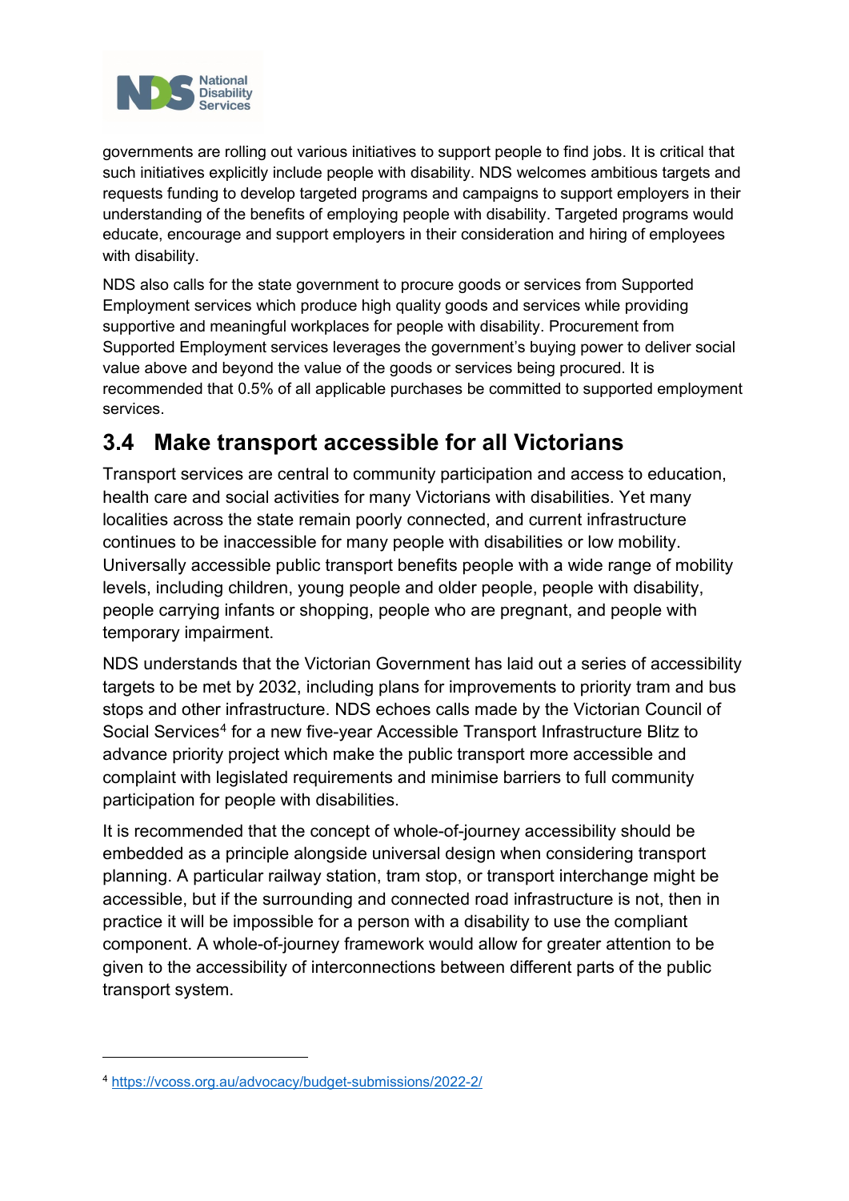governments are rolling out various initiatives to support people to find jobs. It is critical that such initiatives explicitly include people with disability. NDS welcomes ambitious targets and requests funding to develop targeted programs and campaigns to support employers in their understanding of the benefits of employing people with disability. Targeted programs would educate, encourage and support employers in their consideration and hiring of employees with disability.

NDS also calls for the state government to procure goods or services from Supported Employment services which produce high quality goods and services while providing supportive and meaningful workplaces for people with disability. Procurement from Supported Employment services leverages the government's buying power to deliver social value above and beyond the value of the goods or services being procured. It is recommended that 0.5% of all applicable purchases be committed to supported employment services.

## 3.4 Make transport accessible for all Victorians

Transport services are central to community participation and access to education, health care and social activities for many Victorians with disabilities. Yet many localities across the state remain poorly connected, and current infrastructure continues to be inaccessible for many people with disabilities or low mobility. Universally accessible public transport benefits people with a wide range of mobility levels, including children, young people and older people, people with disability, people carrying infants or shopping, people who are pregnant, and people with temporary impairment.

NDS understands that the Victorian Government has laid out a series of accessibility targets to be met by 2032, including plans for improvements to priority tram and bus stops and other infrastructure. NDS echoes calls made by the Victorian Council of Social Services[4] for a new five-year Accessible Transport Infrastructure Blitz to advance priority project which make the public transport more accessible and complaint with legislated requirements and minimise barriers to full community participation for people with disabilities.

It is recommended that the concept of whole-of-journey accessibility should be embedded as a principle alongside universal design when considering transport planning. A particular railway station, tram stop, or transport interchange might be accessible, but if the surrounding and connected road infrastructure is not, then in practice it will be impossible for a person with a disability to use the compliant component. A whole-of-journey framework would allow for greater attention to be given to the accessibility of interconnections between different parts of the public transport system.

---

[4] https://vcoss.org.au/advocacy/budget-submissions/2022-2/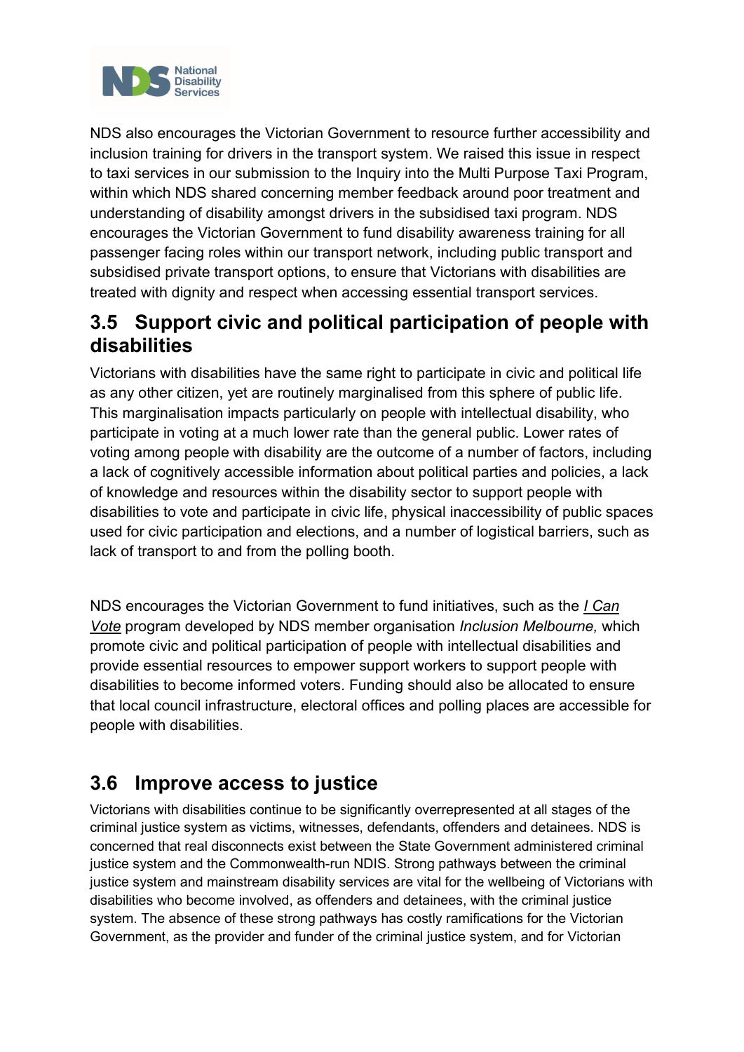NDS also encourages the Victorian Government to resource further accessibility and inclusion training for drivers in the transport system. We raised this issue in respect to taxi services in our submission to the Inquiry into the Multi Purpose Taxi Program, within which NDS shared concerning member feedback around poor treatment and understanding of disability amongst drivers in the subsidised taxi program. NDS encourages the Victorian Government to fund disability awareness training for all passenger facing roles within our transport network, including public transport and subsidised private transport options, to ensure that Victorians with disabilities are treated with dignity and respect when accessing essential transport services.

## 3.5 Support civic and political participation of people with disabilities

Victorians with disabilities have the same right to participate in civic and political life as any other citizen, yet are routinely marginalised from this sphere of public life. This marginalisation impacts particularly on people with intellectual disability, who participate in voting at a much lower rate than the general public. Lower rates of voting among people with disability are the outcome of a number of factors, including a lack of cognitively accessible information about political parties and policies, a lack of knowledge and resources within the disability sector to support people with disabilities to vote and participate in civic life, physical inaccessibility of public spaces used for civic participation and elections, and a number of logistical barriers, such as lack of transport to and from the polling booth.

NDS encourages the Victorian Government to fund initiatives, such as the *I Can Vote* program developed by NDS member organisation *Inclusion Melbourne,* which promote civic and political participation of people with intellectual disabilities and provide essential resources to empower support workers to support people with disabilities to become informed voters. Funding should also be allocated to ensure that local council infrastructure, electoral offices and polling places are accessible for people with disabilities.

## 3.6 Improve access to justice

Victorians with disabilities continue to be significantly overrepresented at all stages of the criminal justice system as victims, witnesses, defendants, offenders and detainees. NDS is concerned that real disconnects exist between the State Government administered criminal justice system and the Commonwealth-run NDIS. Strong pathways between the criminal justice system and mainstream disability services are vital for the wellbeing of Victorians with disabilities who become involved, as offenders and detainees, with the criminal justice system. The absence of these strong pathways has costly ramifications for the Victorian Government, as the provider and funder of the criminal justice system, and for Victorian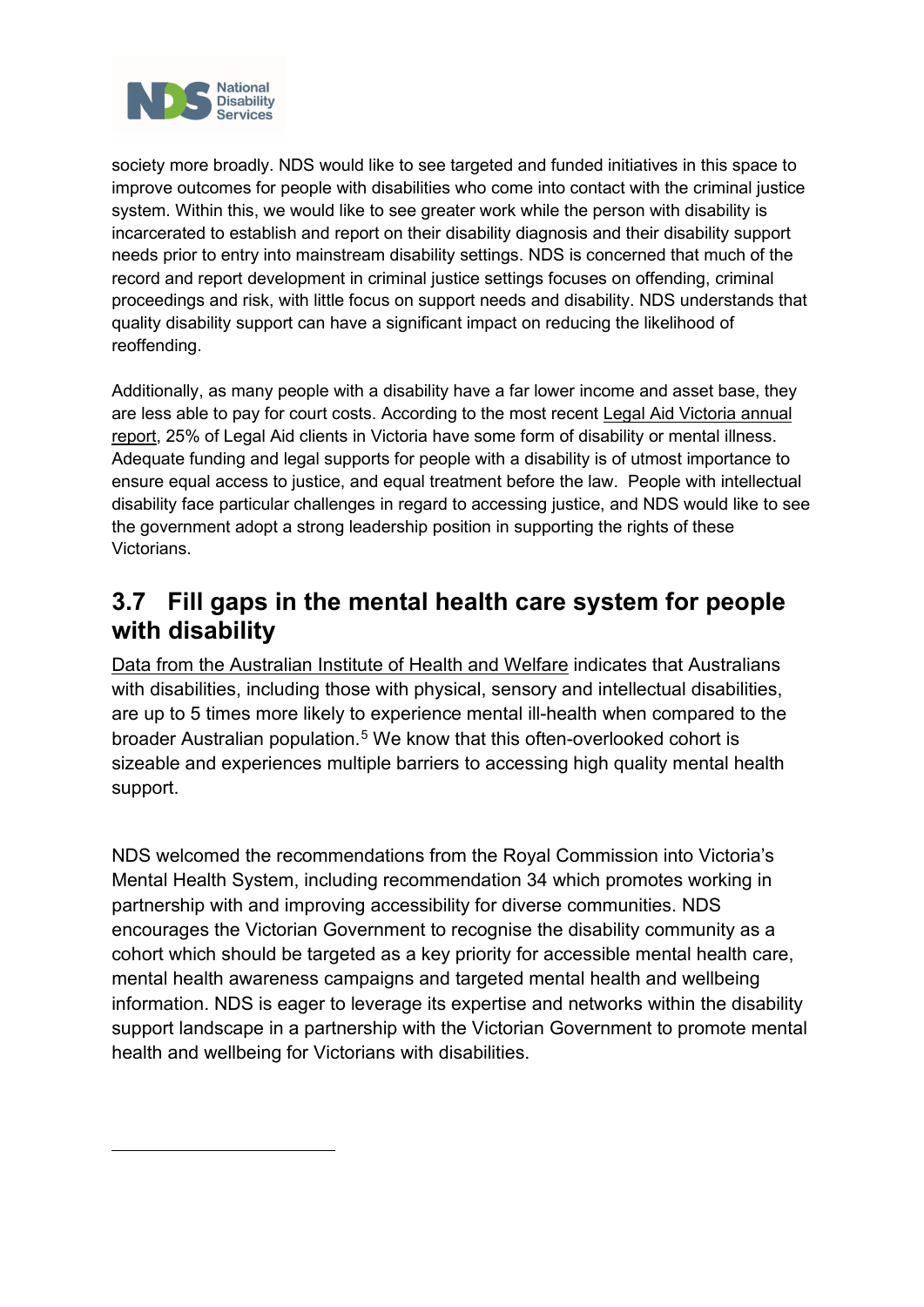society more broadly. NDS would like to see targeted and funded initiatives in this space to improve outcomes for people with disabilities who come into contact with the criminal justice system. Within this, we would like to see greater work while the person with disability is incarcerated to establish and report on their disability diagnosis and their disability support needs prior to entry into mainstream disability settings. NDS is concerned that much of the record and report development in criminal justice settings focuses on offending, criminal proceedings and risk, with little focus on support needs and disability. NDS understands that quality disability support can have a significant impact on reducing the likelihood of reoffending.

Additionally, as many people with a disability have a far lower income and asset base, they are less able to pay for court costs. According to the most recent Legal Aid Victoria annual report, 25% of Legal Aid clients in Victoria have some form of disability or mental illness. Adequate funding and legal supports for people with a disability is of utmost importance to ensure equal access to justice, and equal treatment before the law. People with intellectual disability face particular challenges in regard to accessing justice, and NDS would like to see the government adopt a strong leadership position in supporting the rights of these Victorians.

## 3.7 Fill gaps in the mental health care system for people with disability

Data from the Australian Institute of Health and Welfare indicates that Australians with disabilities, including those with physical, sensory and intellectual disabilities, are up to 5 times more likely to experience mental ill-health when compared to the broader Australian population.[5] We know that this often-overlooked cohort is sizeable and experiences multiple barriers to accessing high quality mental health support.

NDS welcomed the recommendations from the Royal Commission into Victoria's Mental Health System, including recommendation 34 which promotes working in partnership with and improving accessibility for diverse communities. NDS encourages the Victorian Government to recognise the disability community as a cohort which should be targeted as a key priority for accessible mental health care, mental health awareness campaigns and targeted mental health and wellbeing information. NDS is eager to leverage its expertise and networks within the disability support landscape in a partnership with the Victorian Government to promote mental health and wellbeing for Victorians with disabilities.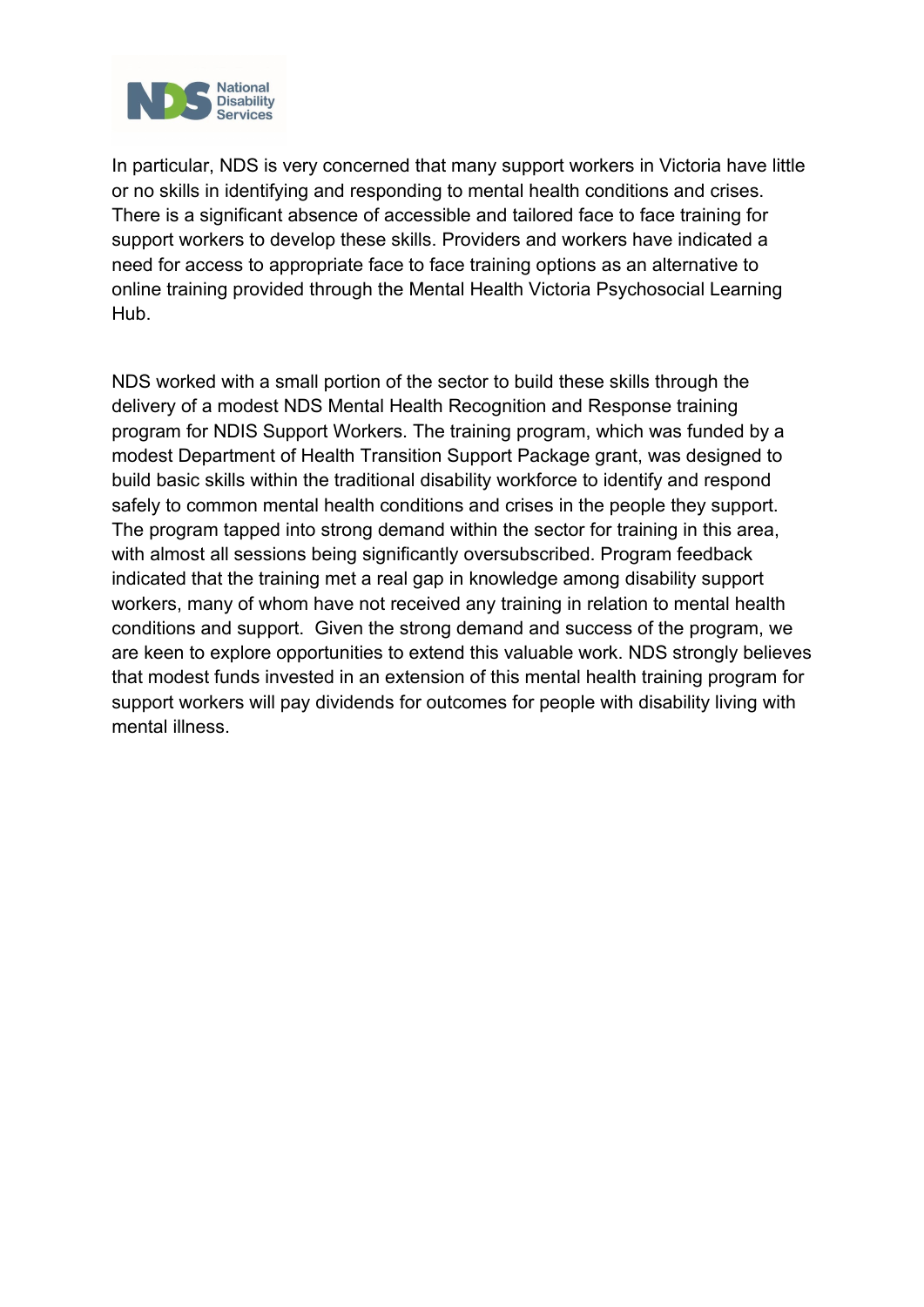In particular, NDS is very concerned that many support workers in Victoria have little or no skills in identifying and responding to mental health conditions and crises. There is a significant absence of accessible and tailored face to face training for support workers to develop these skills. Providers and workers have indicated a need for access to appropriate face to face training options as an alternative to online training provided through the Mental Health Victoria Psychosocial Learning Hub.

NDS worked with a small portion of the sector to build these skills through the delivery of a modest NDS Mental Health Recognition and Response training program for NDIS Support Workers. The training program, which was funded by a modest Department of Health Transition Support Package grant, was designed to build basic skills within the traditional disability workforce to identify and respond safely to common mental health conditions and crises in the people they support. The program tapped into strong demand within the sector for training in this area, with almost all sessions being significantly oversubscribed. Program feedback indicated that the training met a real gap in knowledge among disability support workers, many of whom have not received any training in relation to mental health conditions and support. Given the strong demand and success of the program, we are keen to explore opportunities to extend this valuable work. NDS strongly believes that modest funds invested in an extension of this mental health training program for support workers will pay dividends for outcomes for people with disability living with mental illness.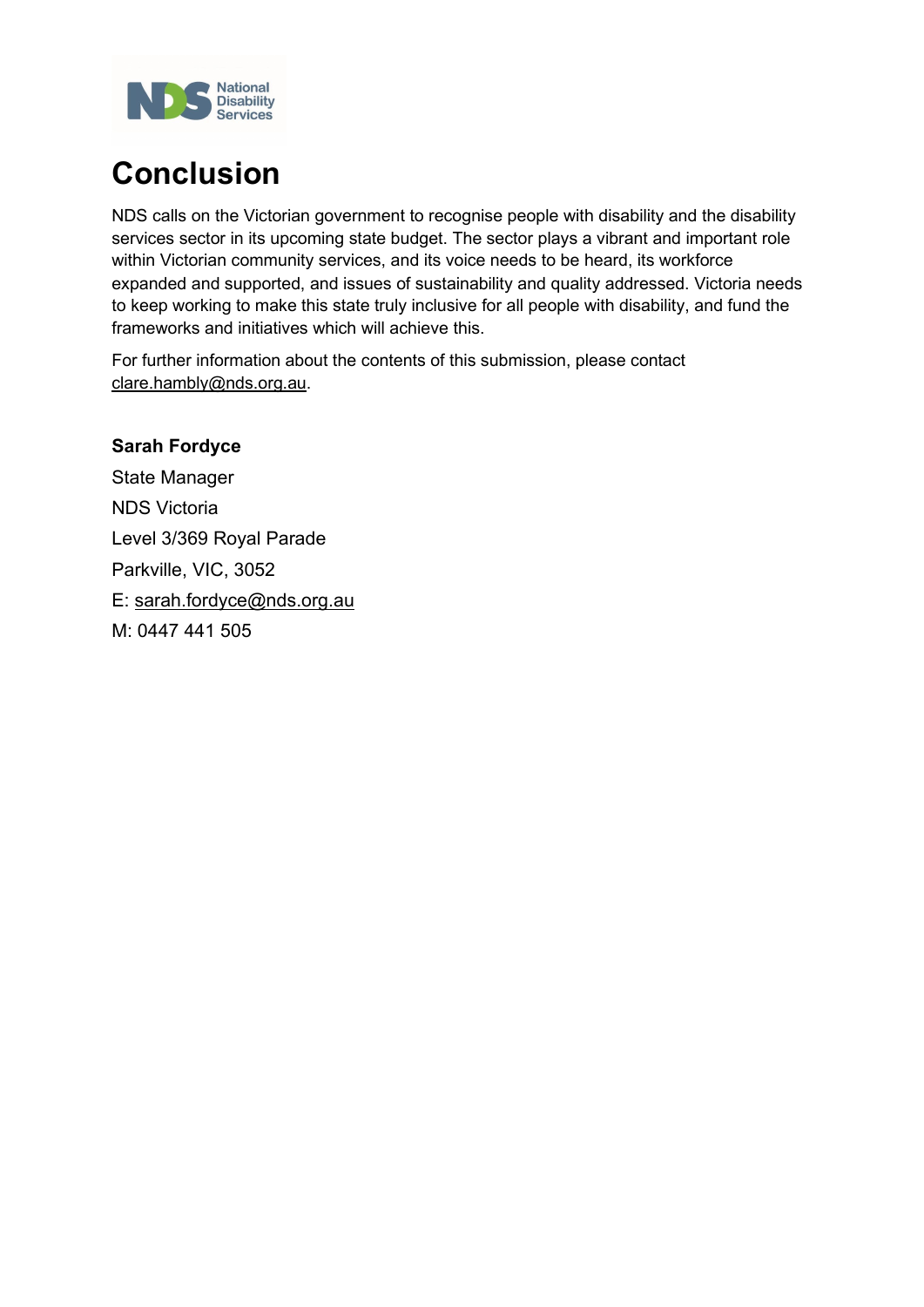# Conclusion

NDS calls on the Victorian government to recognise people with disability and the disability services sector in its upcoming state budget. The sector plays a vibrant and important role within Victorian community services, and its voice needs to be heard, its workforce expanded and supported, and issues of sustainability and quality addressed. Victoria needs to keep working to make this state truly inclusive for all people with disability, and fund the frameworks and initiatives which will achieve this.

For further information about the contents of this submission, please contact clare.hambly@nds.org.au.

**Sarah Fordyce**

State Manager

NDS Victoria

Level 3/369 Royal Parade

Parkville, VIC, 3052

E: sarah.fordyce@nds.org.au

M: 0447 441 505